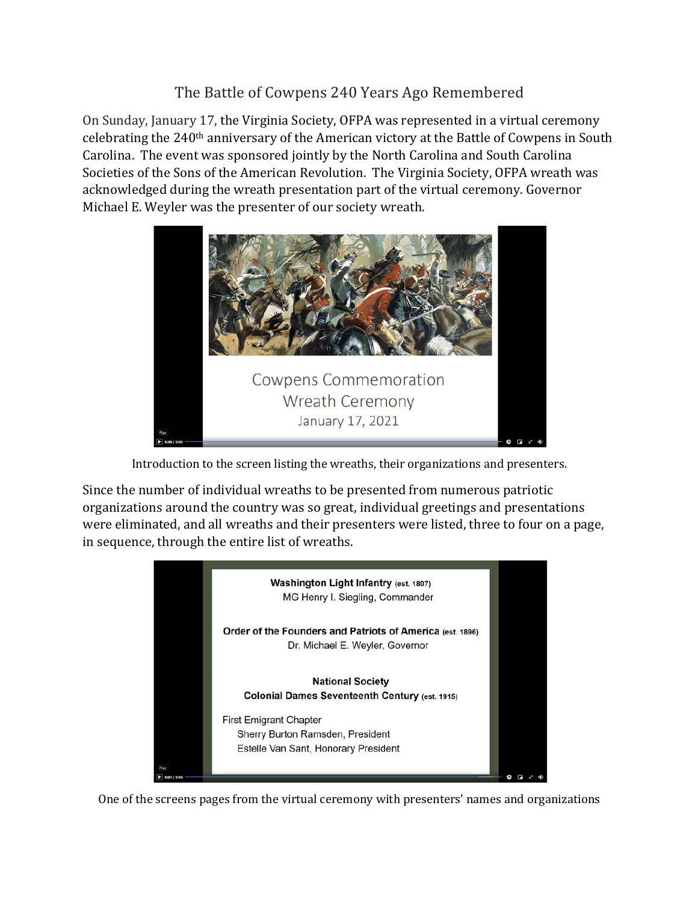# The Battle of Cowpens 240 Years Ago Remembered

On Sunday, January 17, the Virginia Society, OFPA was represented in a virtual ceremony celebrating the 240th anniversary of the American victory at the Battle of Cowpens in South Carolina. The event was sponsored jointly by the North Carolina and South Carolina Societies of the Sons of the American Revolution. The Virginia Society, OFPA wreath was acknowledged during the wreath presentation part of the virtual ceremony. Governor Michael E. Weyler was the presenter of our society wreath.

Cowpens Commemoration
Wreath Ceremony
January 17, 2021

Introduction to the screen listing the wreaths, their organizations and presenters.

Since the number of individual wreaths to be presented from numerous patriotic organizations around the country was so great, individual greetings and presentations were eliminated, and all wreaths and their presenters were listed, three to four on a page, in sequence, through the entire list of wreaths.

**Washington Light Infantry** (est. 1807)
MG Henry I. Siegling, Commander

**Order of the Founders and Patriots of America** (est. 1896)
Dr. Michael E. Weyler, Governor

**National Society**
**Colonial Dames Seventeenth Century** (est. 1915)

First Emigrant Chapter
Sherry Burton Ramsden, President
Estelle Van Sant, Honorary President

One of the screens pages from the virtual ceremony with presenters' names and organizations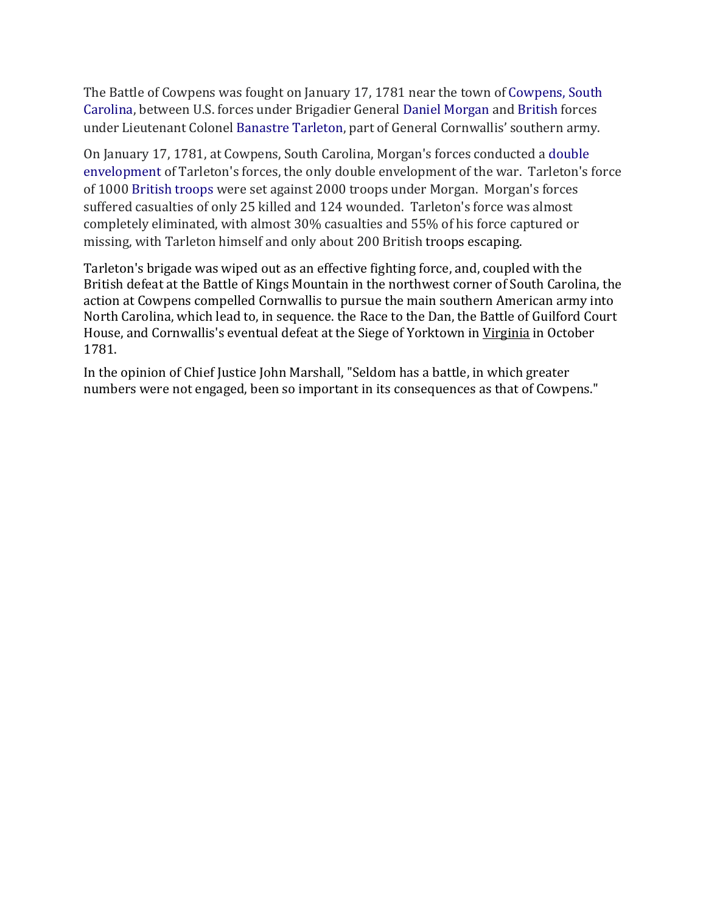The Battle of Cowpens was fought on January 17, 1781 near the town of Cowpens, South Carolina, between U.S. forces under Brigadier General Daniel Morgan and British forces under Lieutenant Colonel Banastre Tarleton, part of General Cornwallis' southern army.

On January 17, 1781, at Cowpens, South Carolina, Morgan's forces conducted a double envelopment of Tarleton's forces, the only double envelopment of the war. Tarleton's force of 1000 British troops were set against 2000 troops under Morgan. Morgan's forces suffered casualties of only 25 killed and 124 wounded. Tarleton's force was almost completely eliminated, with almost 30% casualties and 55% of his force captured or missing, with Tarleton himself and only about 200 British troops escaping.

Tarleton's brigade was wiped out as an effective fighting force, and, coupled with the British defeat at the Battle of Kings Mountain in the northwest corner of South Carolina, the action at Cowpens compelled Cornwallis to pursue the main southern American army into North Carolina, which lead to, in sequence. the Race to the Dan, the Battle of Guilford Court House, and Cornwallis's eventual defeat at the Siege of Yorktown in Virginia in October 1781.

In the opinion of Chief Justice John Marshall, "Seldom has a battle, in which greater numbers were not engaged, been so important in its consequences as that of Cowpens."